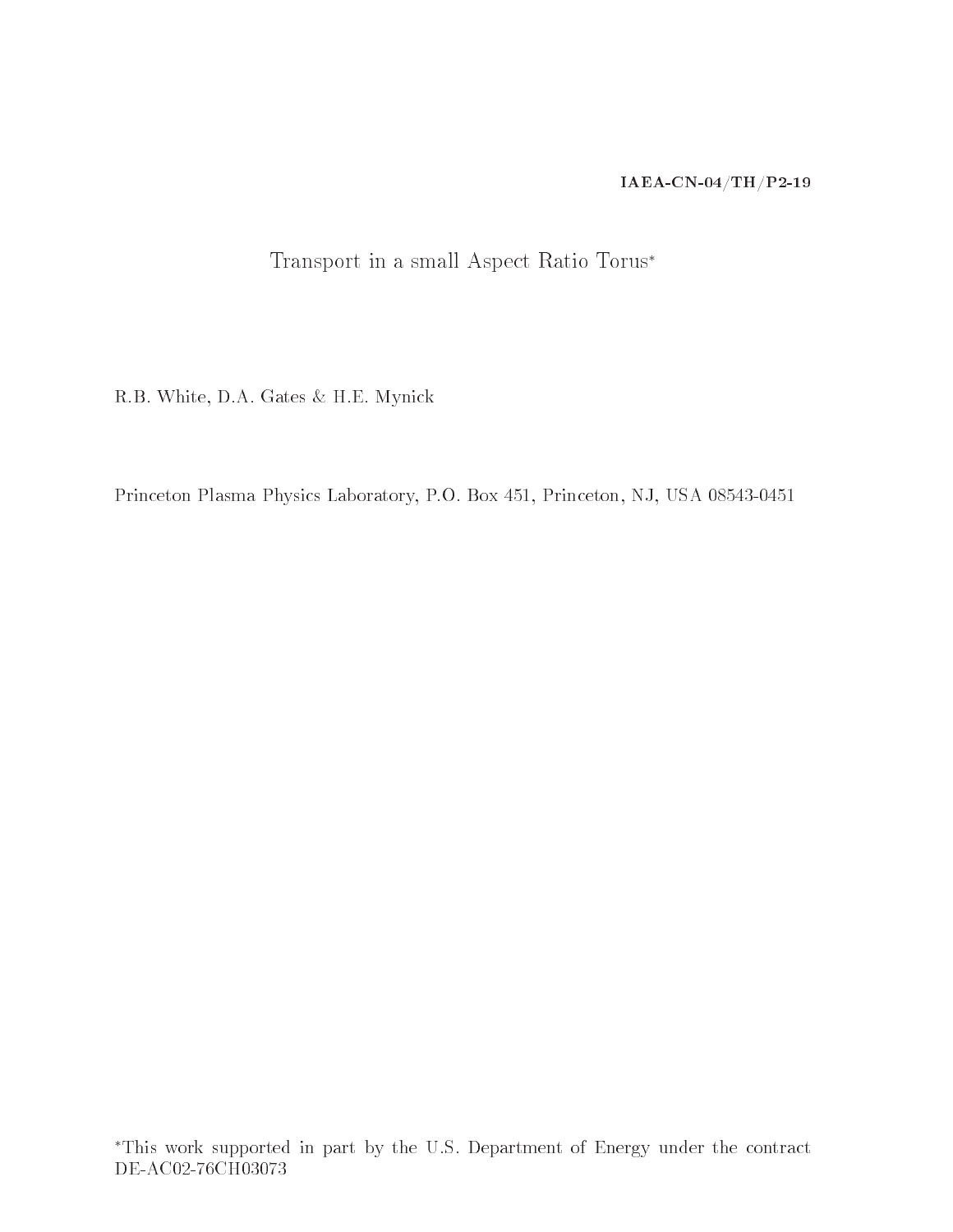**IAEA-CN-04/TH/P2-19**

# Transport in a small Aspect Ratio Torus*

R.B. White, D.A. Gates & H.E. Mynick

Princeton Plasma Physics Laboratory, P.O. Box 451, Princeton, NJ, USA 08543-0451

*This work supported in part by the U.S. Department of Energy under the contract DE-AC02-76CH03073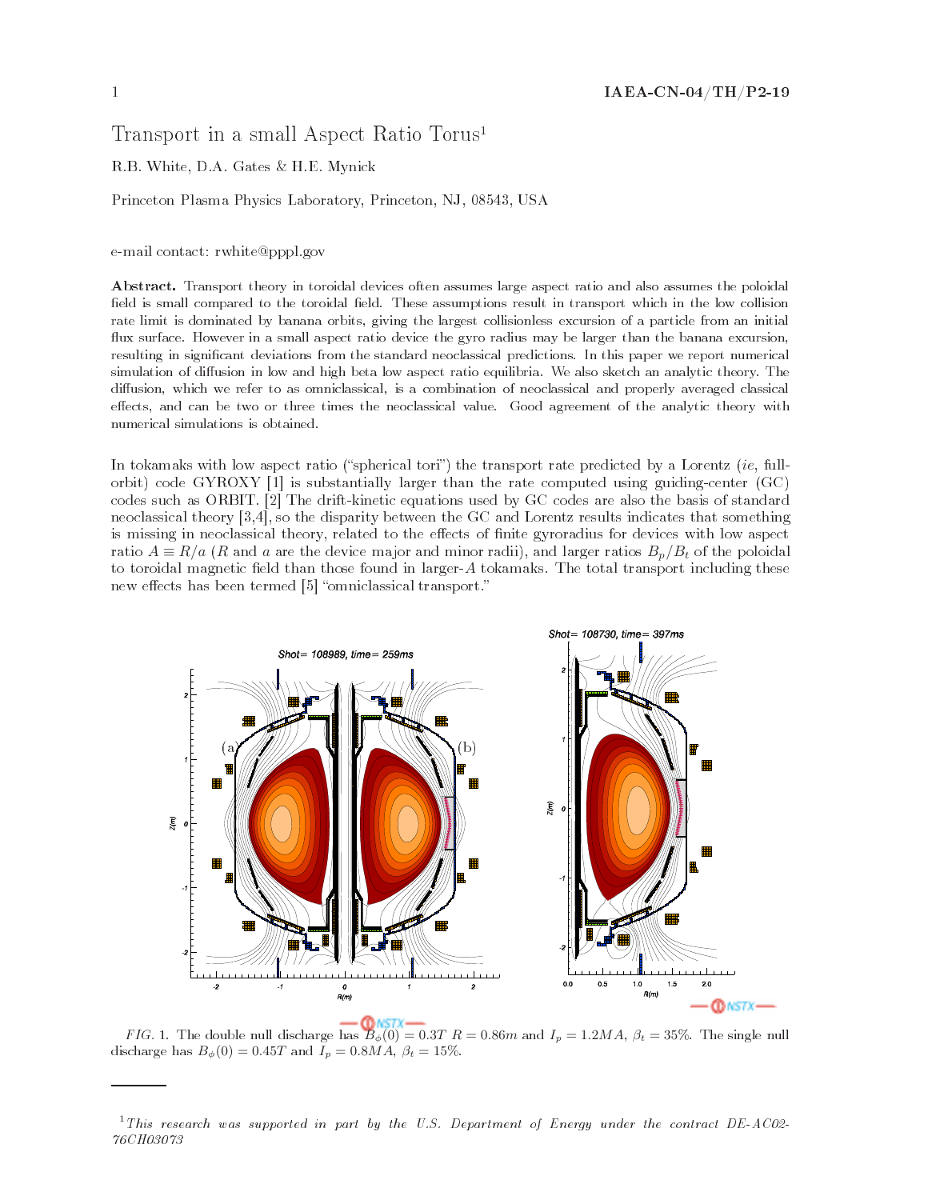# Transport in a small Aspect Ratio Torus[1]

R.B. White, D.A. Gates & H.E. Mynick

Princeton Plasma Physics Laboratory, Princeton, NJ, 08543, USA

e-mail contact: rwhite@pppl.gov

**Abstract.** Transport theory in toroidal devices often assumes large aspect ratio and also assumes the poloidal field is small compared to the toroidal field. These assumptions result in transport which in the low collision rate limit is dominated by banana orbits, giving the largest collisionless excursion of a particle from an initial flux surface. However in a small aspect ratio device the gyro radius may be larger than the banana excursion, resulting in significant deviations from the standard neoclassical predictions. In this paper we report numerical simulation of diffusion in low and high beta low aspect ratio equilibria. We also sketch an analytic theory. The diffusion, which we refer to as omniclassical, is a combination of neoclassical and properly averaged classical effects, and can be two or three times the neoclassical value. Good agreement of the analytic theory with numerical simulations is obtained.

In tokamaks with low aspect ratio ("spherical tori") the transport rate predicted by a Lorentz (*ie*, full-orbit) code GYROXY [1] is substantially larger than the rate computed using guiding-center (GC) codes such as ORBIT. [2] The drift-kinetic equations used by GC codes are also the basis of standard neoclassical theory [3,4], so the disparity between the GC and Lorentz results indicates that something is missing in neoclassical theory, related to the effects of finite gyroradius for devices with low aspect ratio $A \equiv R/a$ ($R$ and $a$ are the device major and minor radii), and larger ratios $B_p/B_t$ of the poloidal to toroidal magnetic field than those found in larger-$A$ tokamaks. The total transport including these new effects has been termed [5] "omniclassical transport."

*FIG. 1.* The double null discharge has $B_\phi(0) = 0.3T$ $R = 0.86m$ and $I_p = 1.2MA$, $\beta_t = 35\%$. The single null discharge has $B_\phi(0) = 0.45T$ and $I_p = 0.8MA$, $\beta_t = 15\%$.

[1] *This research was supported in part by the U.S. Department of Energy under the contract DE-AC02-76CH03073*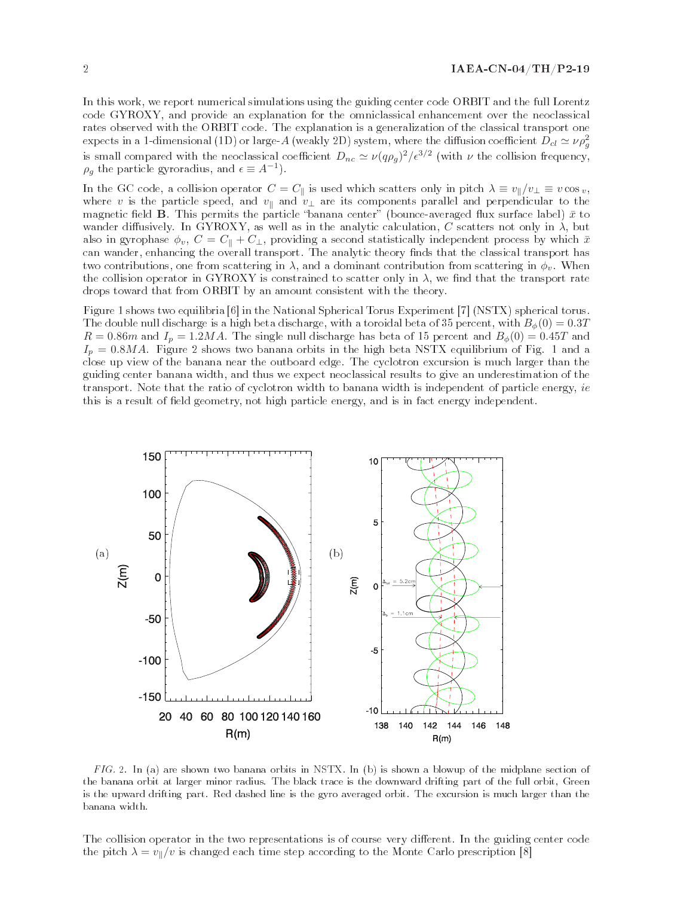In this work, we report numerical simulations using the guiding center code ORBIT and the full Lorentz code GYROXY, and provide an explanation for the omniclassical enhancement over the neoclassical rates observed with the ORBIT code. The explanation is a generalization of the classical transport one expects in a 1-dimensional (1D) or large-$A$ (weakly 2D) system, where the diffusion coefficient $D_{cl} \simeq \nu \rho_g^2$ is small compared with the neoclassical coefficient $D_{nc} \simeq \nu (q\rho_g)^2/\epsilon^{3/2}$ (with $\nu$ the collision frequency, $\rho_g$ the particle gyroradius, and $\epsilon \equiv A^{-1}$).

In the GC code, a collision operator $C = C_\parallel$ is used which scatters only in pitch $\lambda \equiv v_\parallel/v_\perp \equiv v \cos_v$, where $v$ is the particle speed, and $v_\parallel$ and $v_\perp$ are its components parallel and perpendicular to the magnetic field $\mathbf{B}$. This permits the particle "banana center" (bounce-averaged flux surface label) $\bar{x}$ to wander diffusively. In GYROXY, as well as in the analytic calculation, $C$ scatters not only in $\lambda$, but also in gyrophase $\phi_v$, $C = C_\parallel + C_\perp$, providing a second statistically independent process by which $\bar{x}$ can wander, enhancing the overall transport. The analytic theory finds that the classical transport has two contributions, one from scattering in $\lambda$, and a dominant contribution from scattering in $\phi_v$. When the collision operator in GYROXY is constrained to scatter only in $\lambda$, we find that the transport rate drops toward that from ORBIT by an amount consistent with the theory.

Figure 1 shows two equilibria [6] in the National Spherical Torus Experiment [7] (NSTX) spherical torus. The double null discharge is a high beta discharge, with a toroidal beta of 35 percent, with $B_\phi(0) = 0.3T$ $R = 0.86m$ and $I_p = 1.2MA$. The single null discharge has beta of 15 percent and $B_\phi(0) = 0.45T$ and $I_p = 0.8MA$. Figure 2 shows two banana orbits in the high beta NSTX equilibrium of Fig. 1 and a close up view of the banana near the outboard edge. The cyclotron excursion is much larger than the guiding center banana width, and thus we expect neoclassical results to give an underestimation of the transport. Note that the ratio of cyclotron width to banana width is independent of particle energy, *ie* this is a result of field geometry, not high particle energy, and is in fact energy independent.

*FIG. 2.* In (a) are shown two banana orbits in NSTX. In (b) is shown a blowup of the midplane section of the banana orbit at larger minor radius. The black trace is the downward drifting part of the full orbit, Green is the upward drifting part. Red dashed line is the gyro averaged orbit. The excursion is much larger than the banana width.

The collision operator in the two representations is of course very different. In the guiding center code the pitch $\lambda = v_\parallel/v$ is changed each time step according to the Monte Carlo prescription [8]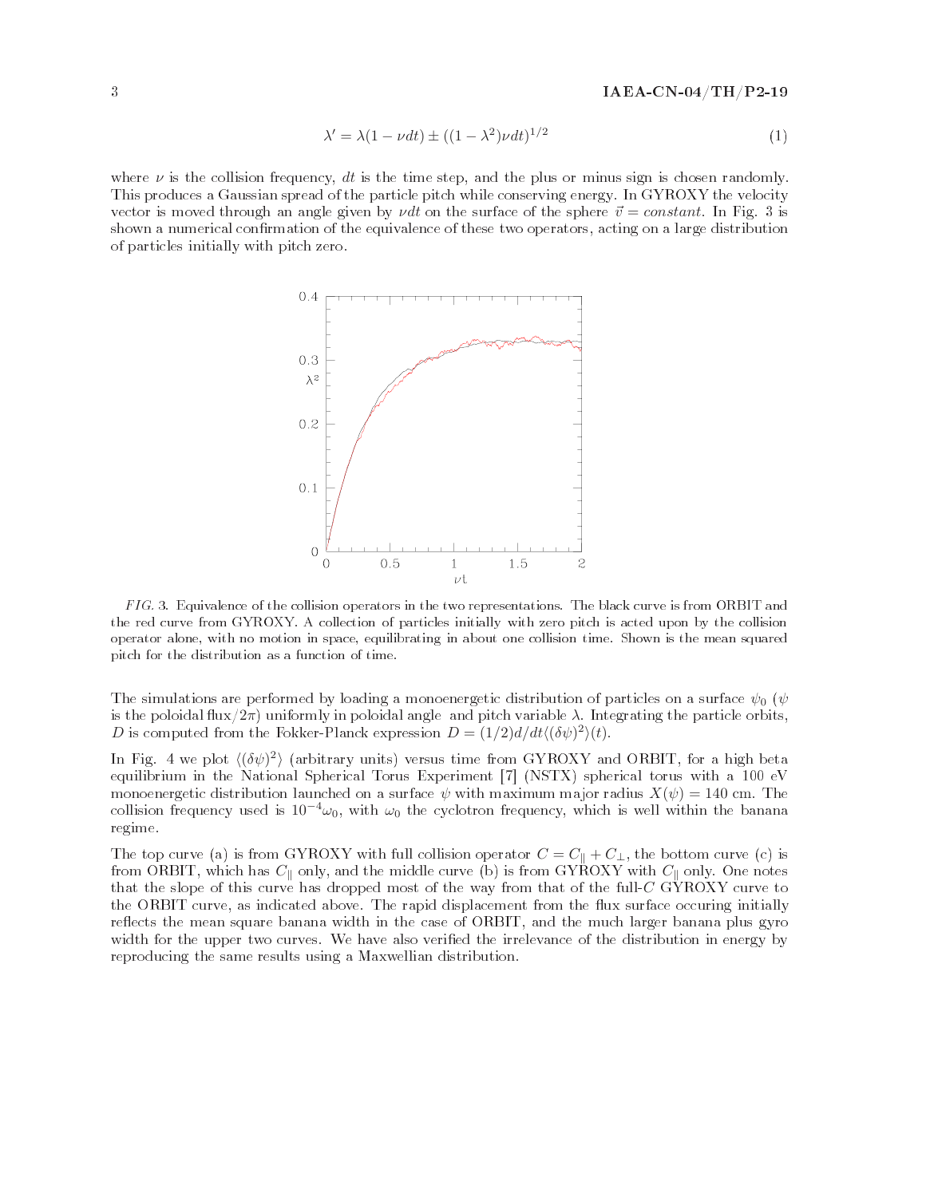$$\lambda' = \lambda(1 - \nu dt) \pm ((1 - \lambda^2)\nu dt)^{1/2} \tag{1}$$

where $\nu$ is the collision frequency, $dt$ is the time step, and the plus or minus sign is chosen randomly. This produces a Gaussian spread of the particle pitch while conserving energy. In GYROXY the velocity vector is moved through an angle given by $\nu dt$ on the surface of the sphere $\vec{v} = constant$. In Fig. 3 is shown a numerical confirmation of the equivalence of these two operators, acting on a large distribution of particles initially with pitch zero.

*FIG. 3. Equivalence of the collision operators in the two representations. The black curve is from ORBIT and the red curve from GYROXY. A collection of particles initially with zero pitch is acted upon by the collision operator alone, with no motion in space, equilibrating in about one collision time. Shown is the mean squared pitch for the distribution as a function of time.*

The simulations are performed by loading a monoenergetic distribution of particles on a surface $\psi_0$ ($\psi$ is the poloidal flux$/2\pi$) uniformly in poloidal angle and pitch variable $\lambda$. Integrating the particle orbits, $D$ is computed from the Fokker-Planck expression $D = (1/2)d/dt\langle(\delta\psi)^2\rangle(t)$.

In Fig. 4 we plot $\langle(\delta\psi)^2\rangle$ (arbitrary units) versus time from GYROXY and ORBIT, for a high beta equilibrium in the National Spherical Torus Experiment [7] (NSTX) spherical torus with a 100 eV monoenergetic distribution launched on a surface $\psi$ with maximum major radius $X(\psi) = 140$ cm. The collision frequency used is $10^{-4}\omega_0$, with $\omega_0$ the cyclotron frequency, which is well within the banana regime.

The top curve (a) is from GYROXY with full collision operator $C = C_\parallel + C_\perp$, the bottom curve (c) is from ORBIT, which has $C_\parallel$ only, and the middle curve (b) is from GYROXY with $C_\parallel$ only. One notes that the slope of this curve has dropped most of the way from that of the full-$C$ GYROXY curve to the ORBIT curve, as indicated above. The rapid displacement from the flux surface occuring initially reflects the mean square banana width in the case of ORBIT, and the much larger banana plus gyro width for the upper two curves. We have also verified the irrelevance of the distribution in energy by reproducing the same results using a Maxwellian distribution.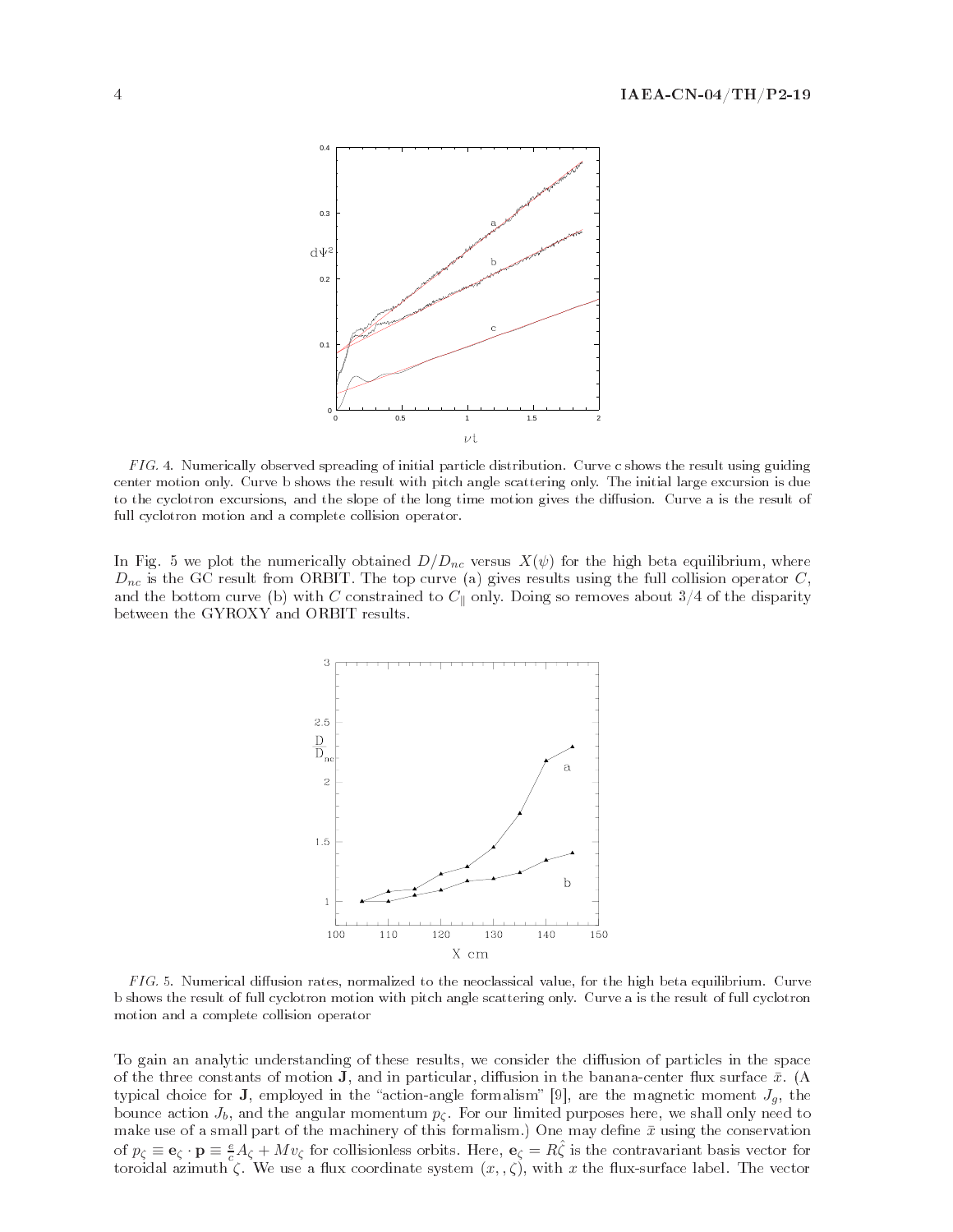*FIG. 4. Numerically observed spreading of initial particle distribution. Curve c shows the result using guiding center motion only. Curve b shows the result with pitch angle scattering only. The initial large excursion is due to the cyclotron excursions, and the slope of the long time motion gives the diffusion. Curve a is the result of full cyclotron motion and a complete collision operator.*

In Fig. 5 we plot the numerically obtained $D/D_{nc}$ versus $X(\psi)$ for the high beta equilibrium, where $D_{nc}$ is the GC result from ORBIT. The top curve (a) gives results using the full collision operator $C$, and the bottom curve (b) with $C$ constrained to $C_{\parallel}$ only. Doing so removes about 3/4 of the disparity between the GYROXY and ORBIT results.

*FIG. 5. Numerical diffusion rates, normalized to the neoclassical value, for the high beta equilibrium. Curve b shows the result of full cyclotron motion with pitch angle scattering only. Curve a is the result of full cyclotron motion and a complete collision operator*

To gain an analytic understanding of these results, we consider the diffusion of particles in the space of the three constants of motion $\mathbf{J}$, and in particular, diffusion in the banana-center flux surface $\bar{x}$. (A typical choice for $\mathbf{J}$, employed in the "action-angle formalism" [9], are the magnetic moment $J_g$, the bounce action $J_b$, and the angular momentum $p_\zeta$. For our limited purposes here, we shall only need to make use of a small part of the machinery of this formalism.) One may define $\bar{x}$ using the conservation of $p_\zeta \equiv \mathbf{e}_\zeta \cdot \mathbf{p} \equiv \frac{e}{c} A_\zeta + M v_\zeta$ for collisionless orbits. Here, $\mathbf{e}_\zeta = R\hat{\zeta}$ is the contravariant basis vector for toroidal azimuth $\zeta$. We use a flux coordinate system $(x, , \zeta)$, with $x$ the flux-surface label. The vector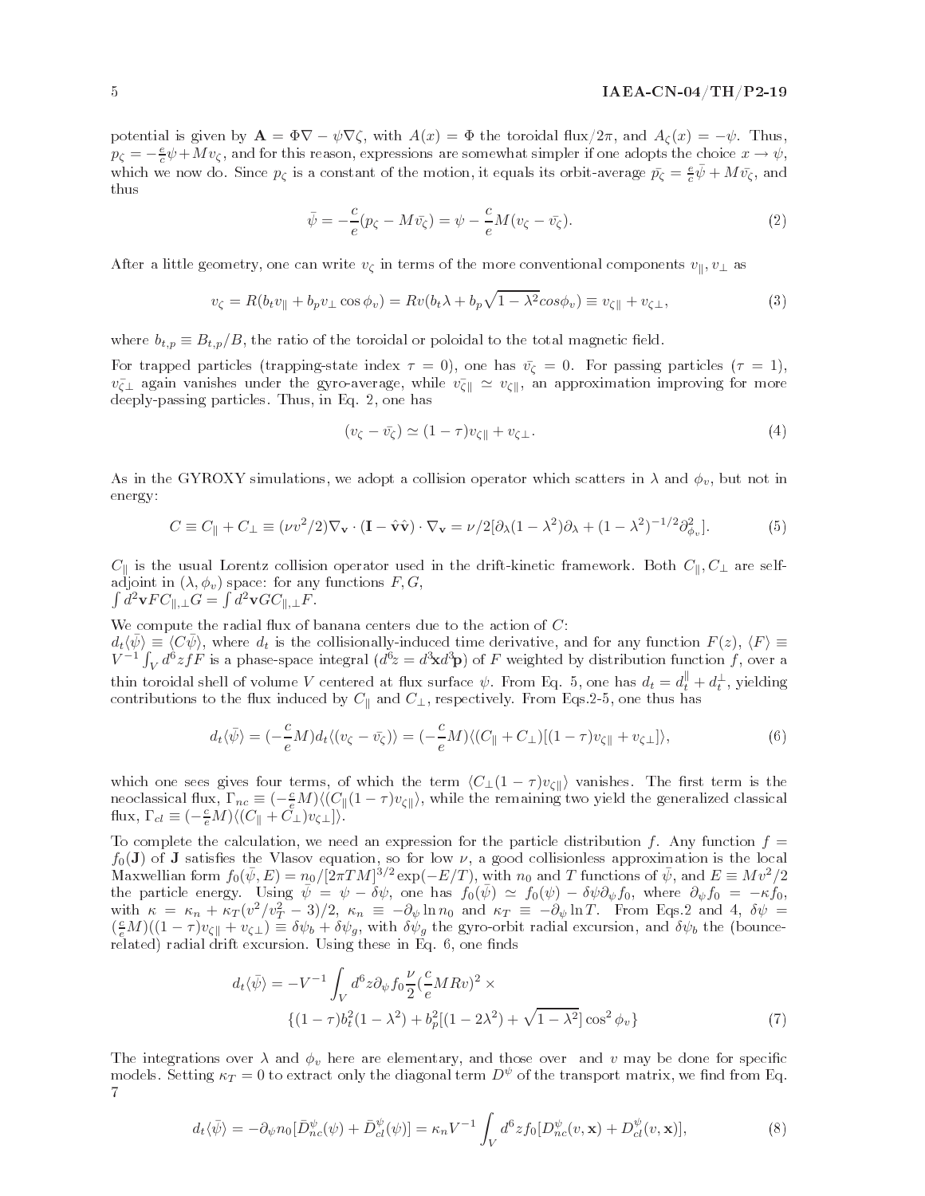potential is given by $\mathbf{A} = \Phi\nabla - \psi\nabla\zeta$, with $A(x) = \Phi$ the toroidal flux/$2\pi$, and $A_\zeta(x) = -\psi$. Thus, $p_\zeta = -\frac{e}{c}\psi + Mv_\zeta$, and for this reason, expressions are somewhat simpler if one adopts the choice $x \to \psi$, which we now do. Since $p_\zeta$ is a constant of the motion, it equals its orbit-average $\bar{p_\zeta} = \frac{e}{c}\bar{\psi} + M\bar{v_\zeta}$, and thus

$$\bar{\psi} = -\frac{c}{e}(p_\zeta - M\bar{v_\zeta}) = \psi - \frac{c}{e}M(v_\zeta - \bar{v_\zeta}). \tag{2}$$

After a little geometry, one can write $v_\zeta$ in terms of the more conventional components $v_\|, v_\perp$ as

$$v_\zeta = R(b_t v_\| + b_p v_\perp \cos\phi_v) = Rv(b_t\lambda + b_p\sqrt{1-\lambda^2}cos\phi_v) \equiv v_{\zeta\|} + v_{\zeta\perp}, \tag{3}$$

where $b_{t,p} \equiv B_{t,p}/B$, the ratio of the toroidal or poloidal to the total magnetic field.

For trapped particles (trapping-state index $\tau = 0$), one has $\bar{v_\zeta} = 0$. For passing particles ($\tau = 1$), $\bar{v_{\zeta\perp}}$ again vanishes under the gyro-average, while $\bar{v_{\zeta\|}} \simeq v_{\zeta\|}$, an approximation improving for more deeply-passing particles. Thus, in Eq. 2, one has

$$(v_\zeta - \bar{v_\zeta}) \simeq (1-\tau)v_{\zeta\|} + v_{\zeta\perp}. \tag{4}$$

As in the GYROXY simulations, we adopt a collision operator which scatters in $\lambda$ and $\phi_v$, but not in energy:

$$C \equiv C_\| + C_\perp \equiv (\nu v^2/2)\nabla_\mathbf{v} \cdot (\mathbf{I} - \hat{\mathbf{v}}\hat{\mathbf{v}}) \cdot \nabla_\mathbf{v} = \nu/2[\partial_\lambda(1-\lambda^2)\partial_\lambda + (1-\lambda^2)^{-1/2}\partial^2_{\phi_v}]. \tag{5}$$

$C_\|$ is the usual Lorentz collision operator used in the drift-kinetic framework. Both $C_\|, C_\perp$ are self-adjoint in $(\lambda, \phi_v)$ space: for any functions $F, G$,
$\int d^2\mathbf{v} F C_{\|,\perp} G = \int d^2\mathbf{v} G C_{\|,\perp} F$.

We compute the radial flux of banana centers due to the action of $C$:
$d_t\langle\bar{\psi}\rangle \equiv \langle C\bar{\psi}\rangle$, where $d_t$ is the collisionally-induced time derivative, and for any function $F(z)$, $\langle F\rangle \equiv V^{-1}\int_V d^6z fF$ is a phase-space integral ($d^6z = d^3\mathbf{x}d^3\mathbf{p}$) of $F$ weighted by distribution function $f$, over a thin toroidal shell of volume $V$ centered at flux surface $\psi$. From Eq. 5, one has $d_t = d_t^\| + d_t^\perp$, yielding contributions to the flux induced by $C_\|$ and $C_\perp$, respectively. From Eqs.2-5, one thus has

$$d_t\langle\bar{\psi}\rangle = (-\frac{c}{e}M)d_t\langle(v_\zeta - \bar{v_\zeta})\rangle = (-\frac{c}{e}M)\langle(C_\| + C_\perp)[(1-\tau)v_{\zeta\|} + v_{\zeta\perp}]\rangle, \tag{6}$$

which one sees gives four terms, of which the term $\langle C_\perp(1-\tau)v_{\zeta\|}\rangle$ vanishes. The first term is the neoclassical flux, $\Gamma_{nc} \equiv (-\frac{c}{e}M)\langle C_\|(1-\tau)v_{\zeta\|}\rangle$, while the remaining two yield the generalized classical flux, $\Gamma_{cl} \equiv (-\frac{c}{e}M)\langle(C_\| + C_\perp)v_{\zeta\perp}]\rangle$.

To complete the calculation, we need an expression for the particle distribution $f$. Any function $f = f_0(\mathbf{J})$ of $\mathbf{J}$ satisfies the Vlasov equation, so for low $\nu$, a good collisionless approximation is the local Maxwellian form $f_0(\bar{\psi}, E) = n_0/[2\pi TM]^{3/2}\exp(-E/T)$, with $n_0$ and $T$ functions of $\bar{\psi}$, and $E \equiv Mv^2/2$ the particle energy. Using $\bar{\psi} = \psi - \delta\psi$, one has $f_0(\bar{\psi}) \simeq f_0(\psi) - \delta\psi\partial_\psi f_0$, where $\partial_\psi f_0 = -\kappa f_0$, with $\kappa = \kappa_n + \kappa_T(v^2/v_T^2 - 3)/2$, $\kappa_n \equiv -\partial_\psi \ln n_0$ and $\kappa_T \equiv -\partial_\psi \ln T$. From Eqs.2 and 4, $\delta\psi = (\frac{c}{e}M)((1-\tau)v_{\zeta\|} + v_{\zeta\perp}) \equiv \delta\psi_b + \delta\psi_g$, with $\delta\psi_g$ the gyro-orbit radial excursion, and $\delta\psi_b$ the (bounce-related) radial drift excursion. Using these in Eq. 6, one finds

$$\begin{aligned} d_t\langle\bar{\psi}\rangle = -V^{-1}\int_V d^6z\partial_\psi f_0\frac{\nu}{2}(\frac{c}{e}MRv)^2 \times \\ \{(1-\tau)b_t^2(1-\lambda^2) + b_p^2[(1-2\lambda^2) + \sqrt{1-\lambda^2}]\cos^2\phi_v\} \end{aligned} \tag{7}$$

The integrations over $\lambda$ and $\phi_v$ here are elementary, and those over and $v$ may be done for specific models. Setting $\kappa_T = 0$ to extract only the diagonal term $D^\psi$ of the transport matrix, we find from Eq. 7

$$d_t\langle\bar{\psi}\rangle = -\partial_\psi n_0[\bar{D}^\psi_{nc}(\psi) + \bar{D}^\psi_{cl}(\psi)] = \kappa_n V^{-1}\int_V d^6z f_0[D^\psi_{nc}(v,\mathbf{x}) + D^\psi_{cl}(v,\mathbf{x})], \tag{8}$$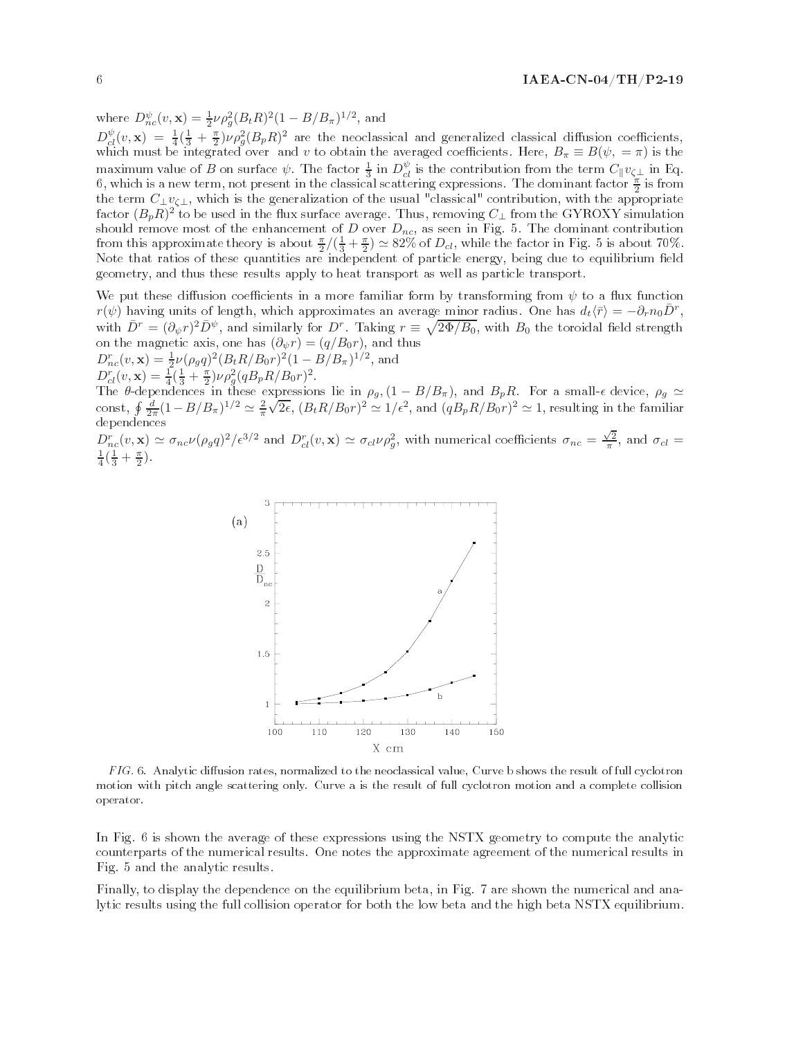where $D^{\psi}_{nc}(v, \mathbf{x}) = \frac{1}{2}\nu\rho_g^2(B_tR)^2(1 - B/B_\pi)^{1/2}$, and

$D^{\psi}_{cl}(v, \mathbf{x}) = \frac{1}{4}(\frac{1}{3} + \frac{\pi}{2})\nu\rho_g^2(B_pR)^2$ are the neoclassical and generalized classical diffusion coefficients, which must be integrated over and $v$ to obtain the averaged coefficients. Here, $B_\pi \equiv B(\psi, = \pi)$ is the maximum value of $B$ on surface $\psi$. The factor $\frac{1}{3}$ in $D^{\psi}_{cl}$ is the contribution from the term $C_\parallel v_{\zeta\perp}$ in Eq. 6, which is a new term, not present in the classical scattering expressions. The dominant factor $\frac{\pi}{2}$ is from the term $C_\perp v_{\zeta\perp}$, which is the generalization of the usual "classical" contribution, with the appropriate factor $(B_pR)^2$ to be used in the flux surface average. Thus, removing $C_\perp$ from the GYROXY simulation should remove most of the enhancement of $D$ over $D_{nc}$, as seen in Fig. 5. The dominant contribution from this approximate theory is about $\frac{\pi}{2}/(\frac{1}{3} + \frac{\pi}{2}) \simeq 82\%$ of $D_{cl}$, while the factor in Fig. 5 is about 70%. Note that ratios of these quantities are independent of particle energy, being due to equilibrium field geometry, and thus these results apply to heat transport as well as particle transport.

We put these diffusion coefficients in a more familiar form by transforming from $\psi$ to a flux function $r(\psi)$ having units of length, which approximates an average minor radius. One has $d_t\langle\bar{r}\rangle = -\partial_r n_0 \bar{D}^r$, with $\bar{D}^r = (\partial_\psi r)^2 \bar{D}^\psi$, and similarly for $D^r$. Taking $r \equiv \sqrt{2\Phi/B_0}$, with $B_0$ the toroidal field strength on the magnetic axis, one has $(\partial_\psi r) = (q/B_0r)$, and thus

$D^r_{nc}(v, \mathbf{x}) = \frac{1}{2}\nu(\rho_g q)^2(B_tR/B_0r)^2(1 - B/B_\pi)^{1/2}$, and

$D^r_{cl}(v, \mathbf{x}) = \frac{1}{4}(\frac{1}{3} + \frac{\pi}{2})\nu\rho_g^2(qB_pR/B_0r)^2$.

The $\theta$-dependences in these expressions lie in $\rho_g$, $(1 - B/B_\pi)$, and $B_pR$. For a small-$\epsilon$ device, $\rho_g \simeq$ const, $\oint \frac{d}{2\pi}(1 - B/B_\pi)^{1/2} \simeq \frac{2}{\pi}\sqrt{2\epsilon}$, $(B_tR/B_0r)^2 \simeq 1/\epsilon^2$, and $(qB_pR/B_0r)^2 \simeq 1$, resulting in the familiar dependences

$D^r_{nc}(v, \mathbf{x}) \simeq \sigma_{nc}\nu(\rho_g q)^2/\epsilon^{3/2}$ and $D^r_{cl}(v, \mathbf{x}) \simeq \sigma_{cl}\nu\rho_g^2$, with numerical coefficients $\sigma_{nc} = \frac{\sqrt{2}}{\pi}$, and $\sigma_{cl} = \frac{1}{4}(\frac{1}{3} + \frac{\pi}{2})$.

*FIG. 6.* Analytic diffusion rates, normalized to the neoclassical value, Curve b shows the result of full cyclotron motion with pitch angle scattering only. Curve a is the result of full cyclotron motion and a complete collision operator.

In Fig. 6 is shown the average of these expressions using the NSTX geometry to compute the analytic counterparts of the numerical results. One notes the approximate agreement of the numerical results in Fig. 5 and the analytic results.

Finally, to display the dependence on the equilibrium beta, in Fig. 7 are shown the numerical and analytic results using the full collision operator for both the low beta and the high beta NSTX equilibrium.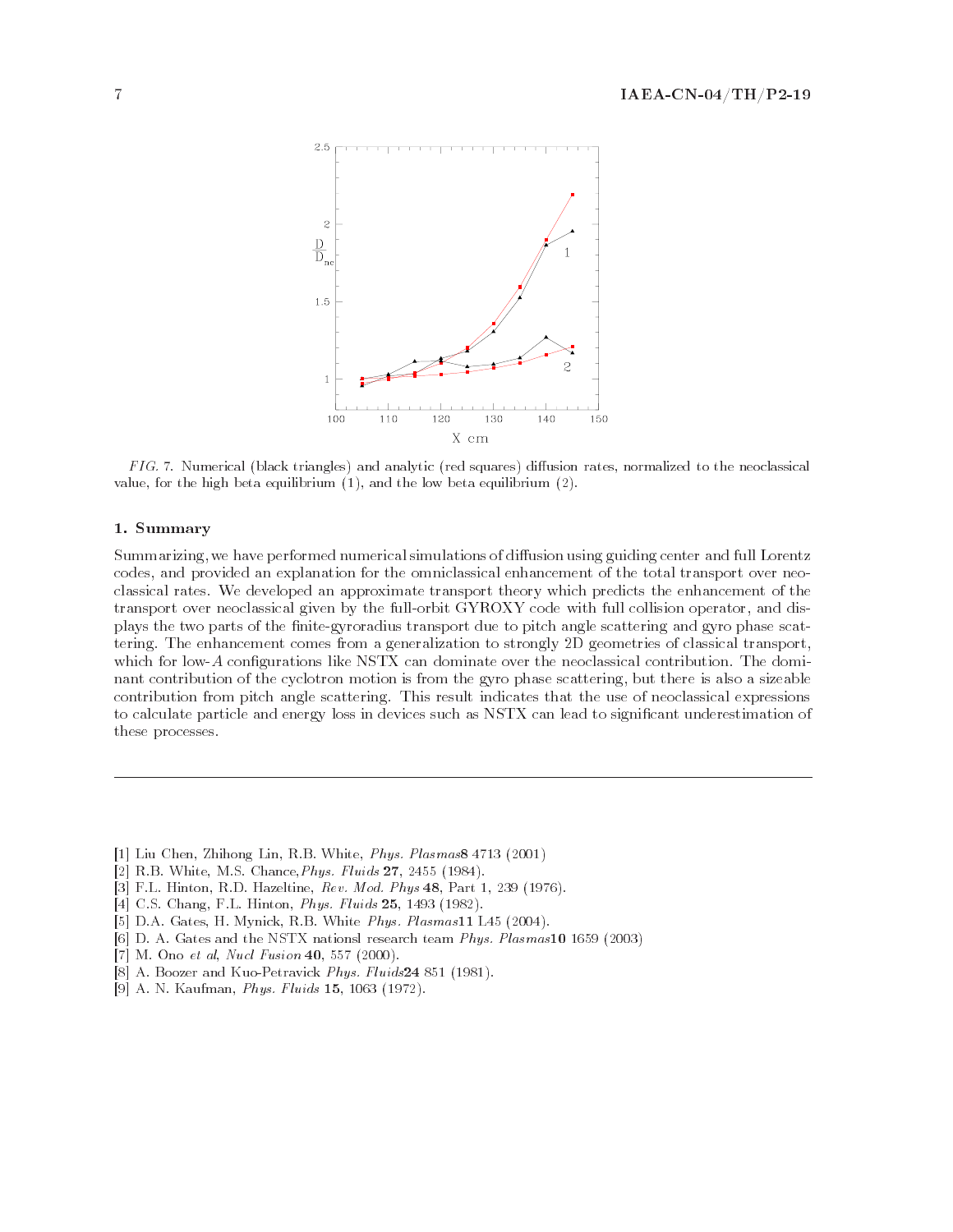2.5

2

$\frac{D}{D_{nc}}$

1.5

1

1

2

100 110 120 130 140 150

X cm

*FIG. 7.* Numerical (black triangles) and analytic (red squares) diffusion rates, normalized to the neoclassical value, for the high beta equilibrium (1), and the low beta equilibrium (2).

## 1. Summary

Summarizing, we have performed numerical simulations of diffusion using guiding center and full Lorentz codes, and provided an explanation for the omniclassical enhancement of the total transport over neoclassical rates. We developed an approximate transport theory which predicts the enhancement of the transport over neoclassical given by the full-orbit GYROXY code with full collision operator, and displays the two parts of the finite-gyroradius transport due to pitch angle scattering and gyro phase scattering. The enhancement comes from a generalization to strongly 2D geometries of classical transport, which for low-$A$ configurations like NSTX can dominate over the neoclassical contribution. The dominant contribution of the cyclotron motion is from the gyro phase scattering, but there is also a sizeable contribution from pitch angle scattering. This result indicates that the use of neoclassical expressions to calculate particle and energy loss in devices such as NSTX can lead to significant underestimation of these processes.

---

[1] Liu Chen, Zhihong Lin, R.B. White, *Phys. Plasmas* **8** 4713 (2001)
[2] R.B. White, M.S. Chance, *Phys. Fluids* **27**, 2455 (1984).
[3] F.L. Hinton, R.D. Hazeltine, *Rev. Mod. Phys* **48**, Part 1, 239 (1976).
[4] C.S. Chang, F.L. Hinton, *Phys. Fluids* **25**, 1493 (1982).
[5] D.A. Gates, H. Mynick, R.B. White *Phys. Plasmas* **11** L45 (2004).
[6] D. A. Gates and the NSTX nationsl research team *Phys. Plasmas* **10** 1659 (2003)
[7] M. Ono *et al*, *Nucl Fusion* **40**, 557 (2000).
[8] A. Boozer and Kuo-Petravick *Phys. Fluids* **24** 851 (1981).
[9] A. N. Kaufman, *Phys. Fluids* **15**, 1063 (1972).